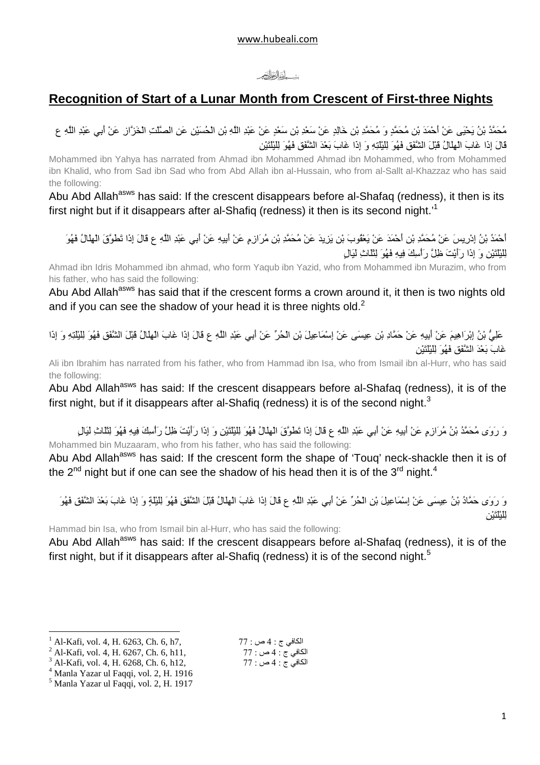بِسْمِ اللَّهِ الرَّحْمَنِ الرَّحِيمِ

## **Recognition of Start of a Lunar Month from Crescent of First-three Nights**

مُحَمَّدُ بْنُ يَحْيَى عَنْ أَحْمَدَ بْنِ مُحَمَّدٍ وَ مُحَمَّدِ بْنِ خَالِدٍ عَنْ سَعْدِ بْنِ سَعْدٍ عَنْ عَبْدِ اللَّهِ بْنِ الْحُسَيْنِ عَنِ الصَّلْتِ الْخَزَّازِ عَنْ أَبِي عَبْدِ اللَّهِ ع قَالَ إِذَا غَابَ الْهِلَالُ قَبْلَ الشَّفَقِ فَهُوَ لِلَيْلَتِهِ وَ إِذَا غَابَ بَعْدَ الشَّفَقِ فَهُوَ لِلَيْلَتَيْنِ

Mohammed ibn Yahya has narrated from Ahmad ibn Mohammed Ahmad ibn Mohammed, who from Mohammed ibn Khalid, who from Sad ibn Sad who from Abd Allah ibn al-Hussain, who from al-Sallt al-Khazzaz who has said the following:

Abu Abd Allah[asws] has said: If the crescent disappears before al-Shafaq (redness), it then is its first night but if it disappears after al-Shafiq (redness) it then is its second night.'[1]

أَحْمَدُ بْنُ إِدْرِيسَ عَنْ مُحَمَّدِ بْنِ أَحْمَدَ عَنْ يَعْقُوبَ بْنِ يَزِيدَ عَنْ مُحَمَّدِ بْنِ مُرَازِمٍ عَنْ أَبِيهِ عَنْ أَبِي عَبْدِ اللَّهِ ع قَالَ إِذَا تَطَوَّقَ الْهِلَالُ فَهُوَ لِلَيْلَتَيْنِ وَ إِذَا رَأَيْتَ ظِلَّ رَأْسِكَ فِيهِ فَهُوَ لِثَلَاثِ لَيَالٍ

Ahmad ibn Idris Mohammed ibn ahmad, who form Yaqub ibn Yazid, who from Mohammed ibn Murazim, who from his father, who has said the following:

Abu Abd Allah[asws] has said that if the crescent forms a crown around it, it then is two nights old and if you can see the shadow of your head it is three nights old.[2]

عَلِيُّ بْنُ إِبْرَاهِيمَ عَنْ أَبِيهِ عَنْ حَمَّادِ بْنِ عِيسَى عَنْ إِسْمَاعِيلَ بْنِ الْحُرِّ عَنْ أَبِي عَبْدِ اللَّهِ ع قَالَ إِذَا غَابَ الْهِلَالُ قَبْلَ الشَّفَقِ فَهُوَ لِلَيْلَتِهِ وَ إِذَا غَابَ بَعْدَ الشَّفَقِ فَهُوَ لِلَيْلَتَيْنِ

Ali ibn Ibrahim has narrated from his father, who from Hammad ibn Isa, who from Ismail ibn al-Hurr, who has said the following:

Abu Abd Allah[asws] has said: If the crescent disappears before al-Shafaq (redness), it is of the first night, but if it disappears after al-Shafiq (redness) it is of the second night.[3]

وَ رَوَى مُحَمَّدُ بْنُ مُرَازِمٍ عَنْ أَبِيهِ عَنْ أَبِي عَبْدِ اللَّهِ ع قَالَ إِذَا تَطَوَّقَ الْهِلَالُ فَهُوَ لِلَيْلَتَيْنِ وَ إِذَا رَأَيْتَ ظِلَّ رَأْسِكَ فِيهِ فَهُوَ لِثَلَاثِ لَيَالٍ

Mohammed bin Muzaaram, who from his father, who has said the following:

Abu Abd Allah[asws] has said: If the crescent form the shape of 'Touq' neck-shackle then it is of the 2nd night but if one can see the shadow of his head then it is of the 3rd night.[4]

وَ رَوَى حَمَّادُ بْنُ عِيسَى عَنْ إِسْمَاعِيلَ بْنِ الْحُرِّ عَنْ أَبِي عَبْدِ اللَّهِ ع قَالَ إِذَا غَابَ الْهِلَالُ قَبْلَ الشَّفَقِ فَهُوَ لِلَيْلَةٍ وَ إِذَا غَابَ بَعْدَ الشَّفَقِ فَهُوَ لِلَيْلَتَيْنِ

Hammad bin Isa, who from Ismail bin al-Hurr, who has said the following:

Abu Abd Allah[asws] has said: If the crescent disappears before al-Shafaq (redness), it is of the first night, but if it disappears after al-Shafiq (redness) it is of the second night.[5]

---

[1] Al-Kafi, vol. 4, H. 6263, Ch. 6, h7, الكافي ج : 4 ص : 77

[2] Al-Kafi, vol. 4, H. 6267, Ch. 6, h11, الكافي ج : 4 ص : 77

[3] Al-Kafi, vol. 4, H. 6268, Ch. 6, h12, الكافي ج : 4 ص : 77

[4] Manla Yazar ul Faqqi, vol. 2, H. 1916

[5] Manla Yazar ul Faqqi, vol. 2, H. 1917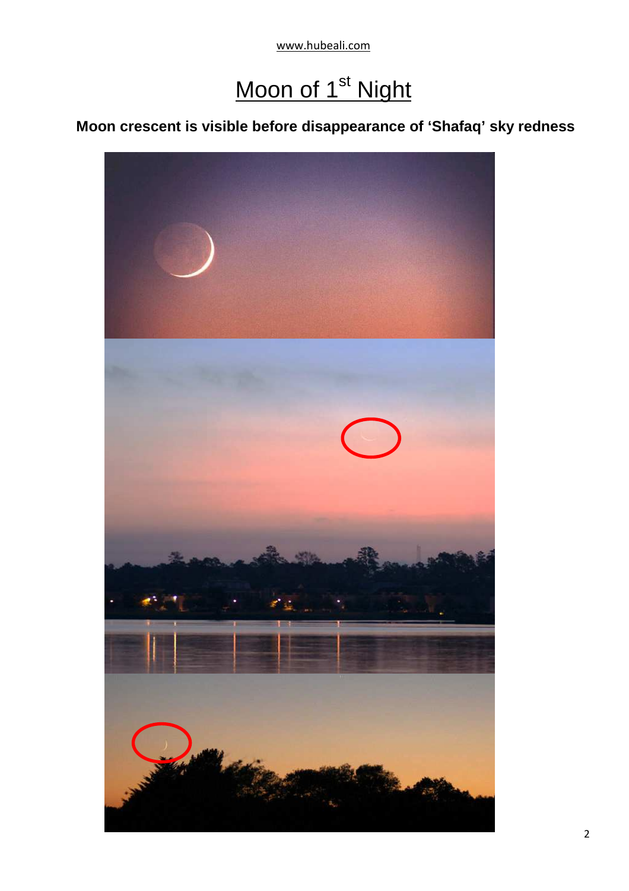# Moon of 1st Night

**Moon crescent is visible before disappearance of 'Shafaq' sky redness**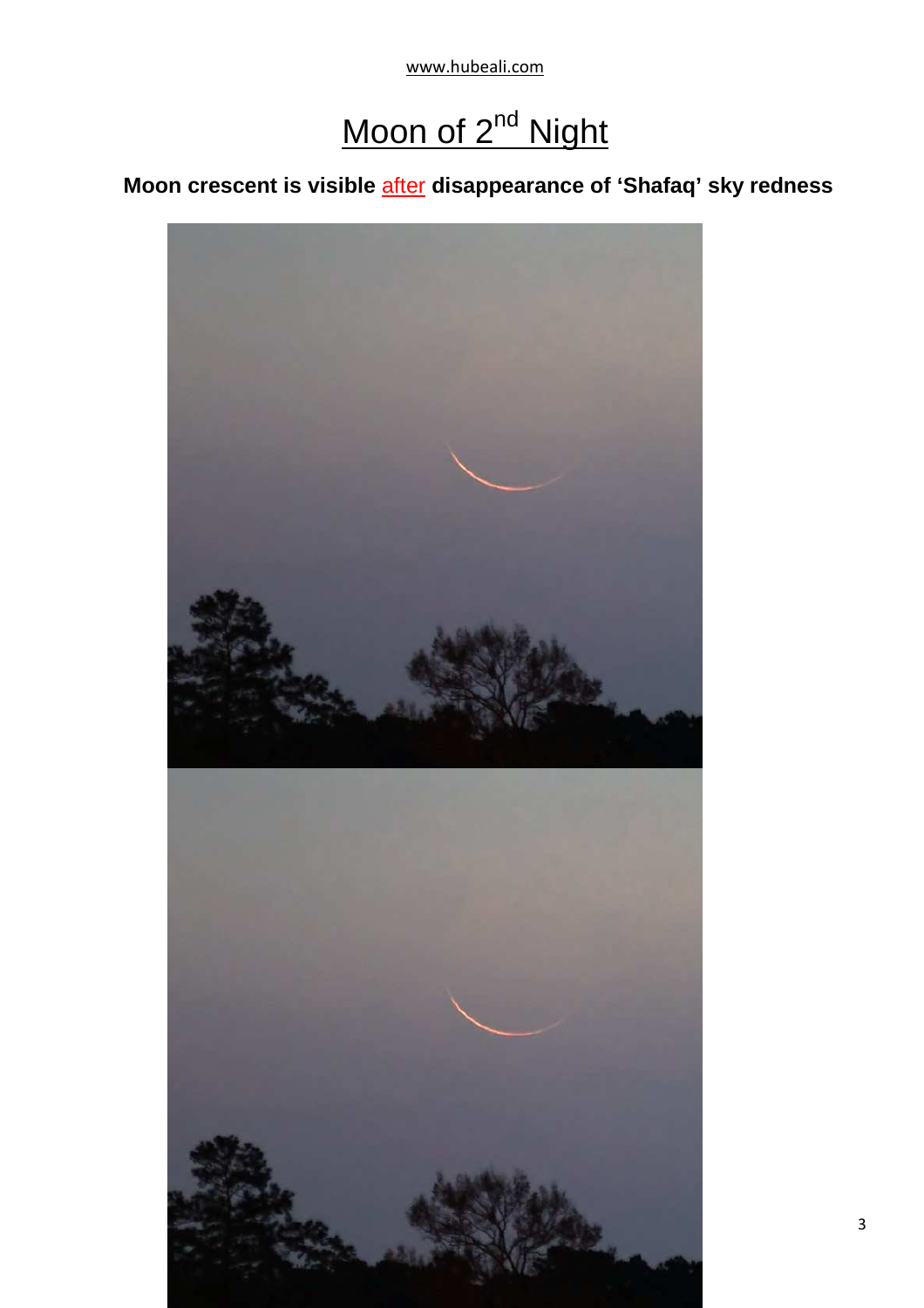# Moon of 2nd Night

**Moon crescent is visible after disappearance of 'Shafaq' sky redness**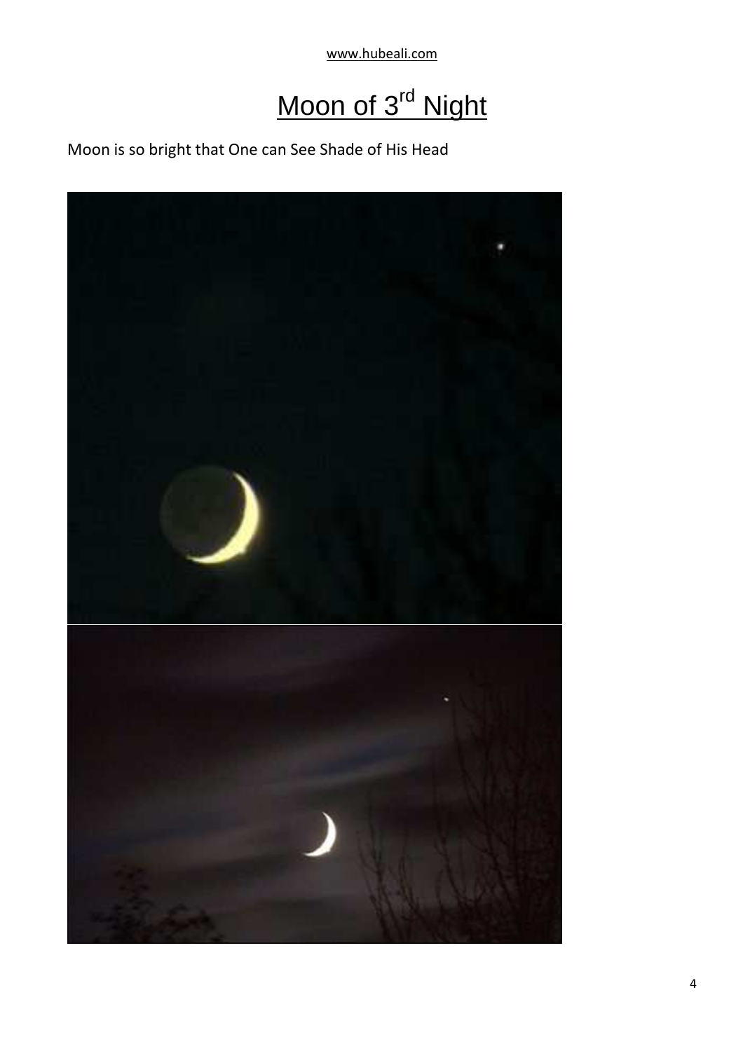# Moon of 3rd Night

Moon is so bright that One can See Shade of His Head